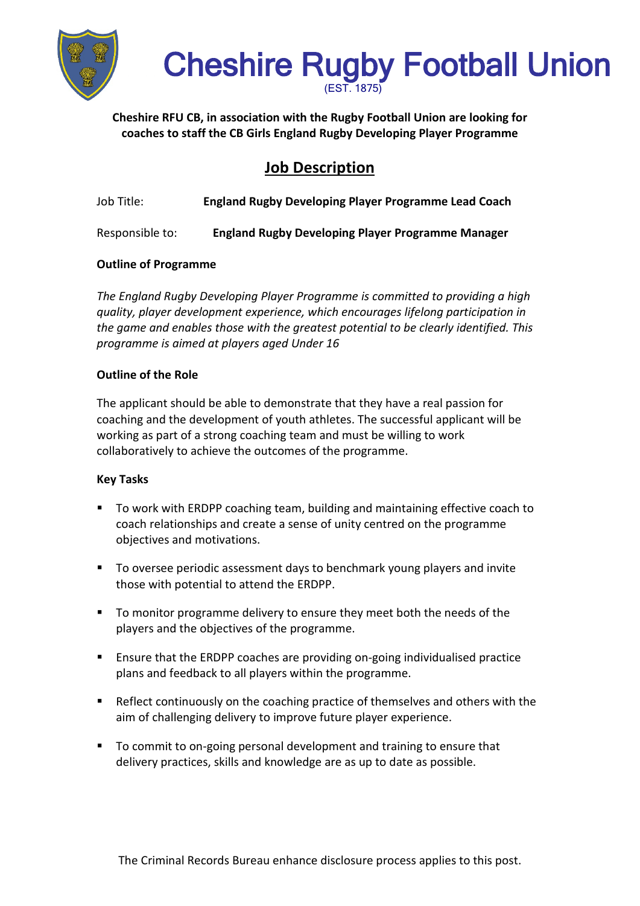# Cheshire Rugby Football Union

(EST. 1875)

**Cheshire RFU CB, in association with the Rugby Football Union are looking for coaches to staff the CB Girls England Rugby Developing Player Programme**

## Job Description

Job Title: **England Rugby Developing Player Programme Lead Coach**

Responsible to: **England Rugby Developing Player Programme Manager**

**Outline of Programme**

*The England Rugby Developing Player Programme is committed to providing a high quality, player development experience, which encourages lifelong participation in the game and enables those with the greatest potential to be clearly identified. This programme is aimed at players aged Under 16*

**Outline of the Role**

The applicant should be able to demonstrate that they have a real passion for coaching and the development of youth athletes. The successful applicant will be working as part of a strong coaching team and must be willing to work collaboratively to achieve the outcomes of the programme.

**Key Tasks**

- To work with ERDPP coaching team, building and maintaining effective coach to coach relationships and create a sense of unity centred on the programme objectives and motivations.
- To oversee periodic assessment days to benchmark young players and invite those with potential to attend the ERDPP.
- To monitor programme delivery to ensure they meet both the needs of the players and the objectives of the programme.
- Ensure that the ERDPP coaches are providing on-going individualised practice plans and feedback to all players within the programme.
- Reflect continuously on the coaching practice of themselves and others with the aim of challenging delivery to improve future player experience.
- To commit to on-going personal development and training to ensure that delivery practices, skills and knowledge are as up to date as possible.

The Criminal Records Bureau enhance disclosure process applies to this post.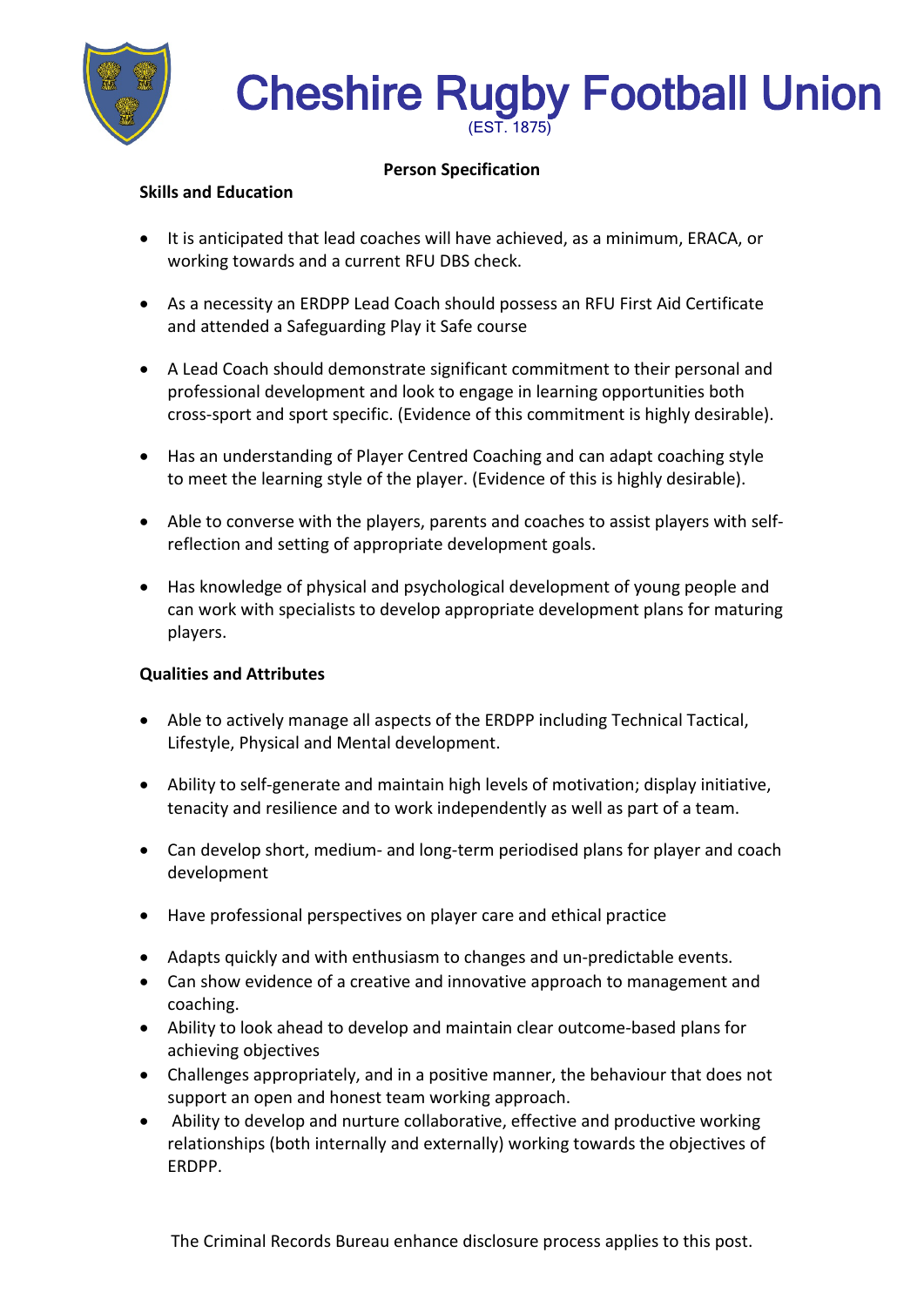# Cheshire Rugby Football Union

(EST. 1875)

**Person Specification**

**Skills and Education**

- It is anticipated that lead coaches will have achieved, as a minimum, ERACA, or working towards and a current RFU DBS check.
- As a necessity an ERDPP Lead Coach should possess an RFU First Aid Certificate and attended a Safeguarding Play it Safe course
- A Lead Coach should demonstrate significant commitment to their personal and professional development and look to engage in learning opportunities both cross-sport and sport specific. (Evidence of this commitment is highly desirable).
- Has an understanding of Player Centred Coaching and can adapt coaching style to meet the learning style of the player. (Evidence of this is highly desirable).
- Able to converse with the players, parents and coaches to assist players with self-reflection and setting of appropriate development goals.
- Has knowledge of physical and psychological development of young people and can work with specialists to develop appropriate development plans for maturing players.

**Qualities and Attributes**

- Able to actively manage all aspects of the ERDPP including Technical Tactical, Lifestyle, Physical and Mental development.
- Ability to self-generate and maintain high levels of motivation; display initiative, tenacity and resilience and to work independently as well as part of a team.
- Can develop short, medium- and long-term periodised plans for player and coach development
- Have professional perspectives on player care and ethical practice
- Adapts quickly and with enthusiasm to changes and un-predictable events.
- Can show evidence of a creative and innovative approach to management and coaching.
- Ability to look ahead to develop and maintain clear outcome-based plans for achieving objectives
- Challenges appropriately, and in a positive manner, the behaviour that does not support an open and honest team working approach.
- Ability to develop and nurture collaborative, effective and productive working relationships (both internally and externally) working towards the objectives of ERDPP.

The Criminal Records Bureau enhance disclosure process applies to this post.